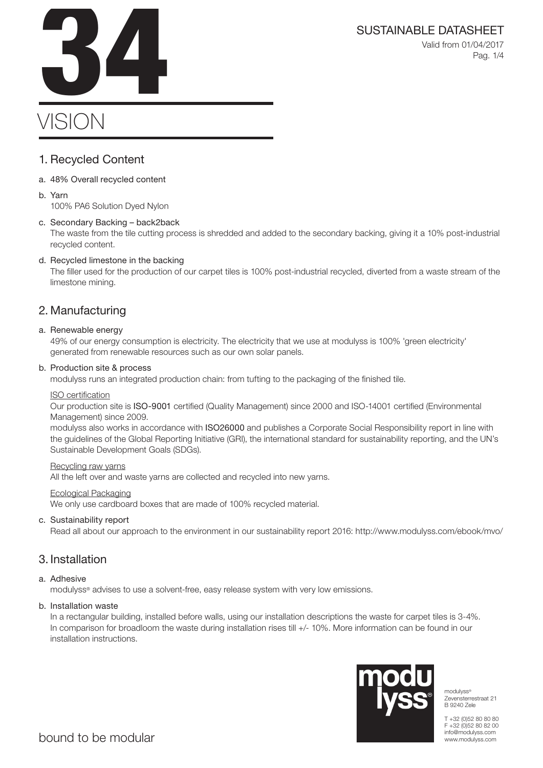# 34 VISION

SUSTAINABLE DATASHEET

Valid from 01/04/2017

## 1. Recycled Content

a. 48% Overall recycled content

b. Yarn
   100% PA6 Solution Dyed Nylon

c. Secondary Backing – back2back
   The waste from the tile cutting process is shredded and added to the secondary backing, giving it a 10% post-industrial recycled content.

d. Recycled limestone in the backing
   The filler used for the production of our carpet tiles is 100% post-industrial recycled, diverted from a waste stream of the limestone mining.

## 2. Manufacturing

a. Renewable energy
   49% of our energy consumption is electricity. The electricity that we use at modulyss is 100% 'green electricity' generated from renewable resources such as our own solar panels.

b. Production site & process
   modulyss runs an integrated production chain: from tufting to the packaging of the finished tile.

   ISO certification
   Our production site is ISO-9001 certified (Quality Management) since 2000 and ISO-14001 certified (Environmental Management) since 2009.
   modulyss also works in accordance with ISO26000 and publishes a Corporate Social Responsibility report in line with the guidelines of the Global Reporting Initiative (GRI), the international standard for sustainability reporting, and the UN's Sustainable Development Goals (SDGs).

   Recycling raw yarns
   All the left over and waste yarns are collected and recycled into new yarns.

   Ecological Packaging
   We only use cardboard boxes that are made of 100% recycled material.

c. Sustainability report
   Read all about our approach to the environment in our sustainability report 2016: http://www.modulyss.com/ebook/mvo/

## 3. Installation

a. Adhesive
   modulyss® advises to use a solvent-free, easy release system with very low emissions.

b. Installation waste
   In a rectangular building, installed before walls, using our installation descriptions the waste for carpet tiles is 3-4%. In comparison for broadloom the waste during installation rises till +/- 10%. More information can be found in our installation instructions.

bound to be modular

modulyss®
Zevensterrestraat 21
B 9240 Zele

T +32 (0)52 80 80 80
F +32 (0)52 80 82 00
info@modulyss.com
www.modulyss.com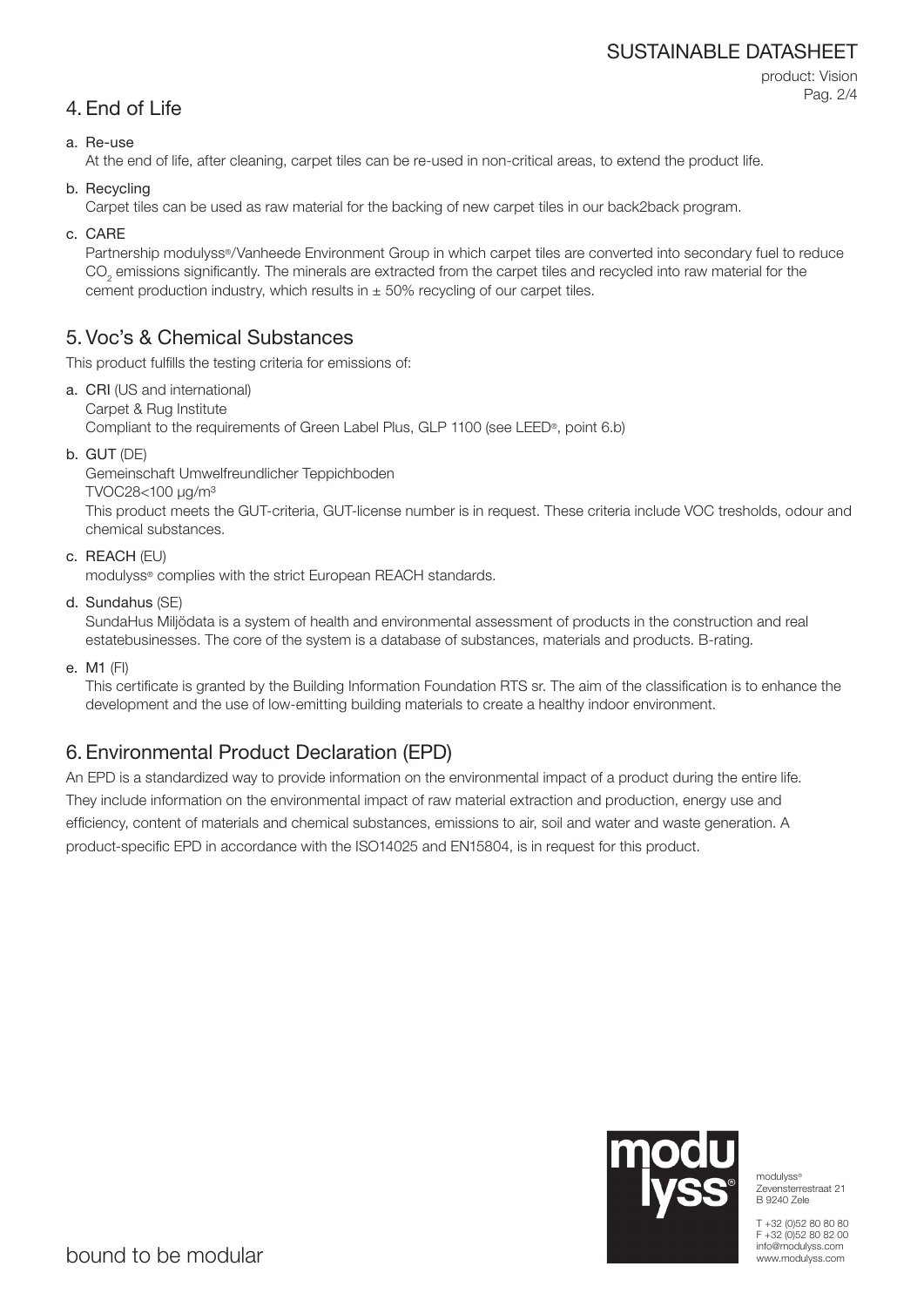## 4. End of Life

a. Re-use

At the end of life, after cleaning, carpet tiles can be re-used in non-critical areas, to extend the product life.

b. Recycling

Carpet tiles can be used as raw material for the backing of new carpet tiles in our back2back program.

c. CARE

Partnership modulyss®/Vanheede Environment Group in which carpet tiles are converted into secondary fuel to reduce $CO_2$ emissions significantly. The minerals are extracted from the carpet tiles and recycled into raw material for the cement production industry, which results in ± 50% recycling of our carpet tiles.

## 5. Voc's & Chemical Substances

This product fulfills the testing criteria for emissions of:

a. **CRI** (US and international)

Carpet & Rug Institute

Compliant to the requirements of Green Label Plus, GLP 1100 (see LEED®, point 6.b)

b. **GUT** (DE)

Gemeinschaft Umwelfreundlicher Teppichboden

TVOC28<100 µg/m³

This product meets the GUT-criteria, GUT-license number is in request. These criteria include VOC tresholds, odour and chemical substances.

c. **REACH** (EU)

modulyss® complies with the strict European REACH standards.

d. **Sundahus** (SE)

SundaHus Miljödata is a system of health and environmental assessment of products in the construction and real estatebusinesses. The core of the system is a database of substances, materials and products. B-rating.

e. **M1** (FI)

This certificate is granted by the Building Information Foundation RTS sr. The aim of the classification is to enhance the development and the use of low-emitting building materials to create a healthy indoor environment.

## 6. Environmental Product Declaration (EPD)

An EPD is a standardized way to provide information on the environmental impact of a product during the entire life. They include information on the environmental impact of raw material extraction and production, energy use and efficiency, content of materials and chemical substances, emissions to air, soil and water and waste generation. A product-specific EPD in accordance with the ISO14025 and EN15804, is in request for this product.

modulyss®
Zevensterrestraat 21
B 9240 Zele

T +32 (0)52 80 80 80
F +32 (0)52 80 82 00
info@modulyss.com
www.modulyss.com

bound to be modular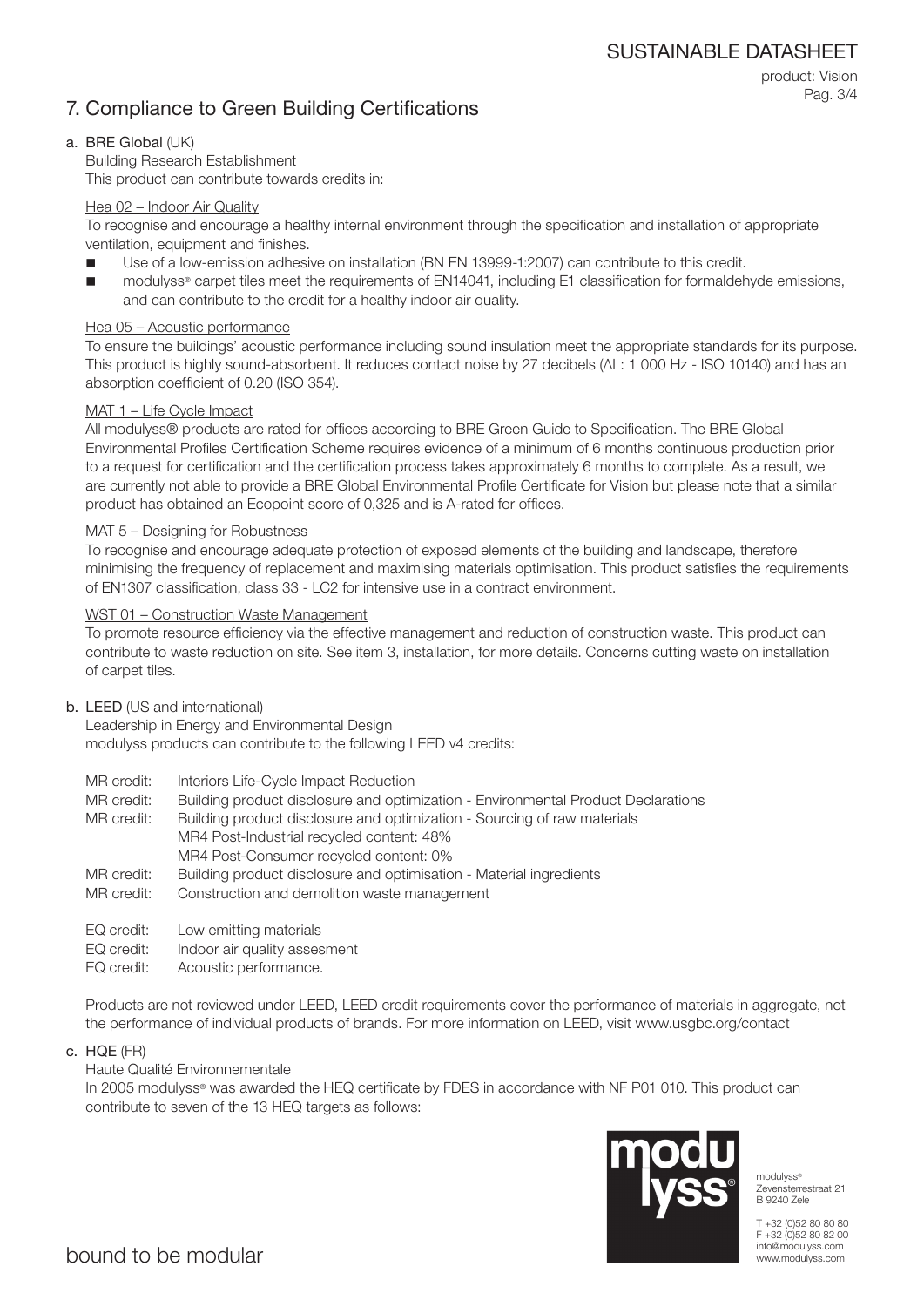## 7. Compliance to Green Building Certifications

### a. BRE Global (UK)

Building Research Establishment
This product can contribute towards credits in:

Hea 02 – Indoor Air Quality

To recognise and encourage a healthy internal environment through the specification and installation of appropriate ventilation, equipment and finishes.

- Use of a low-emission adhesive on installation (BN EN 13999-1:2007) can contribute to this credit.
- modulyss® carpet tiles meet the requirements of EN14041, including E1 classification for formaldehyde emissions, and can contribute to the credit for a healthy indoor air quality.

Hea 05 – Acoustic performance

To ensure the buildings' acoustic performance including sound insulation meet the appropriate standards for its purpose. This product is highly sound-absorbent. It reduces contact noise by 27 decibels (ΔL: 1 000 Hz - ISO 10140) and has an absorption coefficient of 0.20 (ISO 354).

MAT 1 – Life Cycle Impact

All modulyss® products are rated for offices according to BRE Green Guide to Specification. The BRE Global Environmental Profiles Certification Scheme requires evidence of a minimum of 6 months continuous production prior to a request for certification and the certification process takes approximately 6 months to complete. As a result, we are currently not able to provide a BRE Global Environmental Profile Certificate for Vision but please note that a similar product has obtained an Ecopoint score of 0,325 and is A-rated for offices.

MAT 5 – Designing for Robustness

To recognise and encourage adequate protection of exposed elements of the building and landscape, therefore minimising the frequency of replacement and maximising materials optimisation. This product satisfies the requirements of EN1307 classification, class 33 - LC2 for intensive use in a contract environment.

WST 01 – Construction Waste Management

To promote resource efficiency via the effective management and reduction of construction waste. This product can contribute to waste reduction on site. See item 3, installation, for more details. Concerns cutting waste on installation of carpet tiles.

### b. LEED (US and international)

Leadership in Energy and Environmental Design
modulyss products can contribute to the following LEED v4 credits:

MR credit: Interiors Life-Cycle Impact Reduction
MR credit: Building product disclosure and optimization - Environmental Product Declarations
MR credit: Building product disclosure and optimization - Sourcing of raw materials
MR4 Post-Industrial recycled content: 48%
MR4 Post-Consumer recycled content: 0%
MR credit: Building product disclosure and optimisation - Material ingredients
MR credit: Construction and demolition waste management

EQ credit: Low emitting materials
EQ credit: Indoor air quality assesment
EQ credit: Acoustic performance.

Products are not reviewed under LEED, LEED credit requirements cover the performance of materials in aggregate, not the performance of individual products of brands. For more information on LEED, visit www.usgbc.org/contact

### c. HQE (FR)

Haute Qualité Environnementale
In 2005 modulyss® was awarded the HEQ certificate by FDES in accordance with NF P01 010. This product can contribute to seven of the 13 HEQ targets as follows:

modulyss®
Zevensterrestraat 21
B 9240 Zele

T +32 (0)52 80 80 80
F +32 (0)52 80 82 00
info@modulyss.com
www.modulyss.com

bound to be modular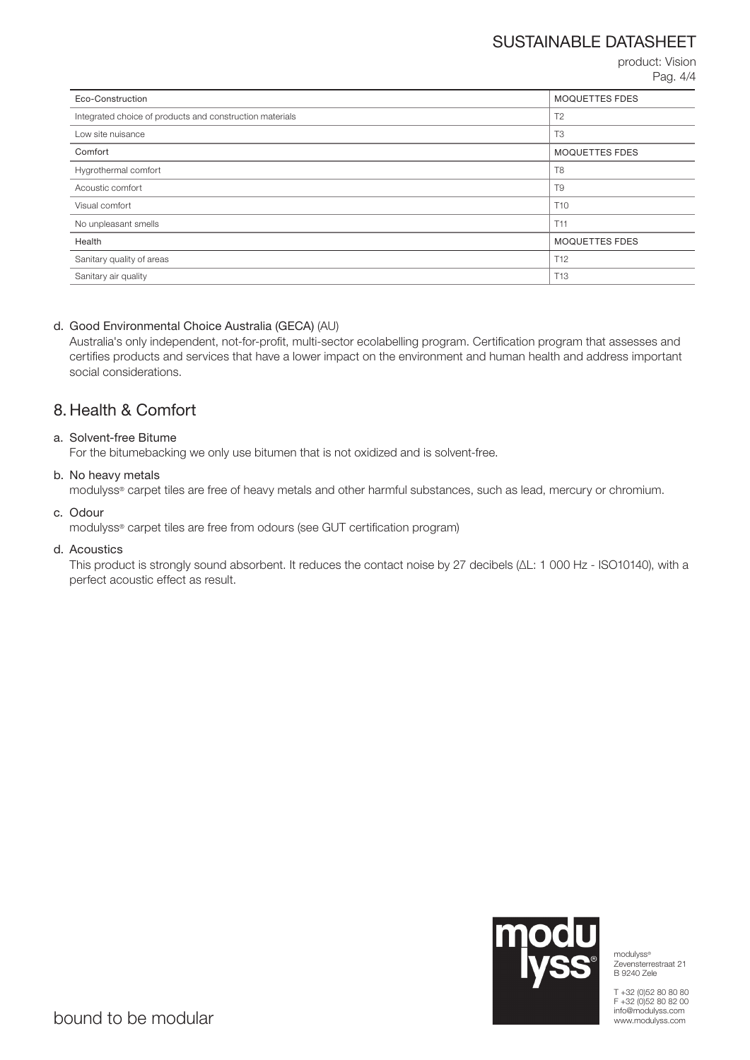| Eco-Construction | MOQUETTES FDES |
|---|---|
| Integrated choice of products and construction materials | T2 |
| Low site nuisance | T3 |
| **Comfort** | **MOQUETTES FDES** |
| Hygrothermal comfort | T8 |
| Acoustic comfort | T9 |
| Visual comfort | T10 |
| No unpleasant smells | T11 |
| **Health** | **MOQUETTES FDES** |
| Sanitary quality of areas | T12 |
| Sanitary air quality | T13 |

d. Good Environmental Choice Australia (GECA) (AU)

Australia's only independent, not-for-profit, multi-sector ecolabelling program. Certification program that assesses and certifies products and services that have a lower impact on the environment and human health and address important social considerations.

## 8. Health & Comfort

a. Solvent-free Bitume

For the bitumebacking we only use bitumen that is not oxidized and is solvent-free.

b. No heavy metals

modulyss® carpet tiles are free of heavy metals and other harmful substances, such as lead, mercury or chromium.

c. Odour

modulyss® carpet tiles are free from odours (see GUT certification program)

d. Acoustics

This product is strongly sound absorbent. It reduces the contact noise by 27 decibels (ΔL: 1 000 Hz - ISO10140), with a perfect acoustic effect as result.

modulyss®
Zevensterrestraat 21
B 9240 Zele

T +32 (0)52 80 80 80
F +32 (0)52 80 82 00
info@modulyss.com
www.modulyss.com

bound to be modular